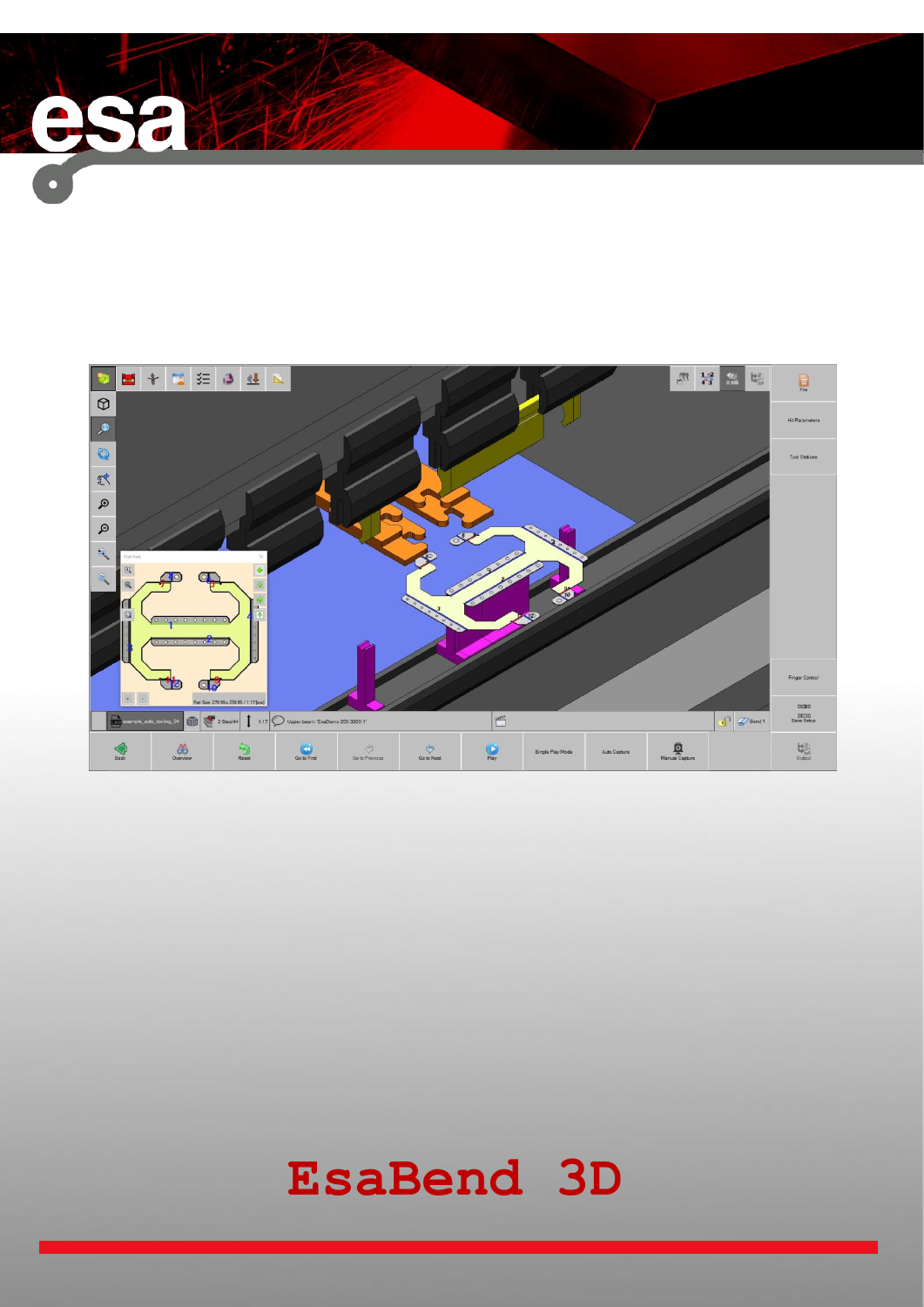# EsaBend 3D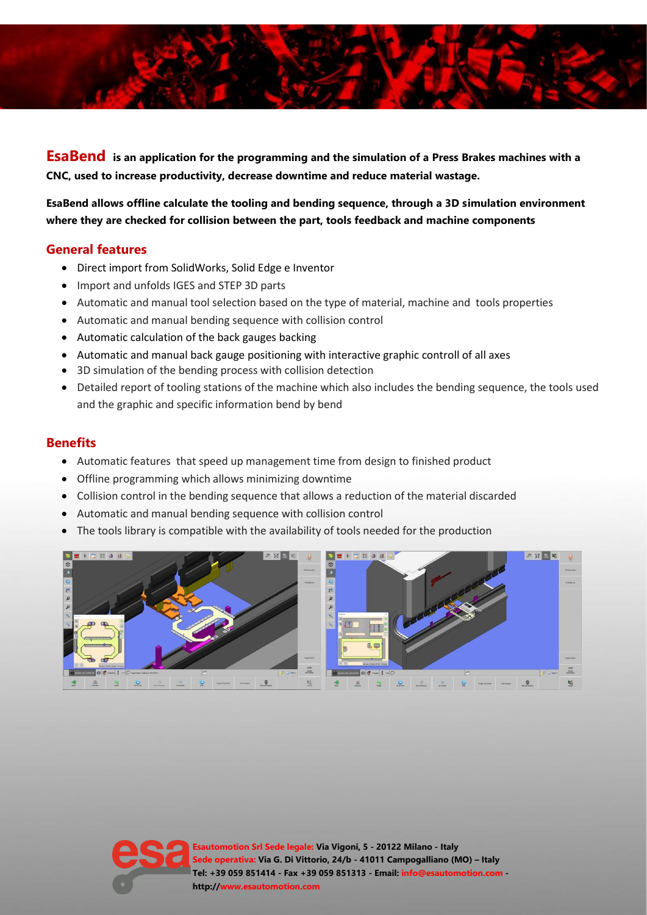**EsaBend** **is an application for the programming and the simulation of a Press Brakes machines with a CNC, used to increase productivity, decrease downtime and reduce material wastage.**

**EsaBend allows offline calculate the tooling and bending sequence, through a 3D simulation environment where they are checked for collision between the part, tools feedback and machine components**

## General features

- Direct import from SolidWorks, Solid Edge e Inventor
- Import and unfolds IGES and STEP 3D parts
- Automatic and manual tool selection based on the type of material, machine and tools properties
- Automatic and manual bending sequence with collision control
- Automatic calculation of the back gauges backing
- Automatic and manual back gauge positioning with interactive graphic controll of all axes
- 3D simulation of the bending process with collision detection
- Detailed report of tooling stations of the machine which also includes the bending sequence, the tools used and the graphic and specific information bend by bend

## Benefits

- Automatic features that speed up management time from design to finished product
- Offline programming which allows minimizing downtime
- Collision control in the bending sequence that allows a reduction of the material discarded
- Automatic and manual bending sequence with collision control
- The tools library is compatible with the availability of tools needed for the production

**Esautomotion Srl Sede legale:** Via Vigoni, 5 - 20122 Milano - Italy
**Sede operativa:** Via G. Di Vittorio, 24/b - 41011 Campogalliano (MO) – Italy
**Tel: +39 059 851414 - Fax +39 059 851313 - Email: info@esautomotion.com - http://www.esautomotion.com**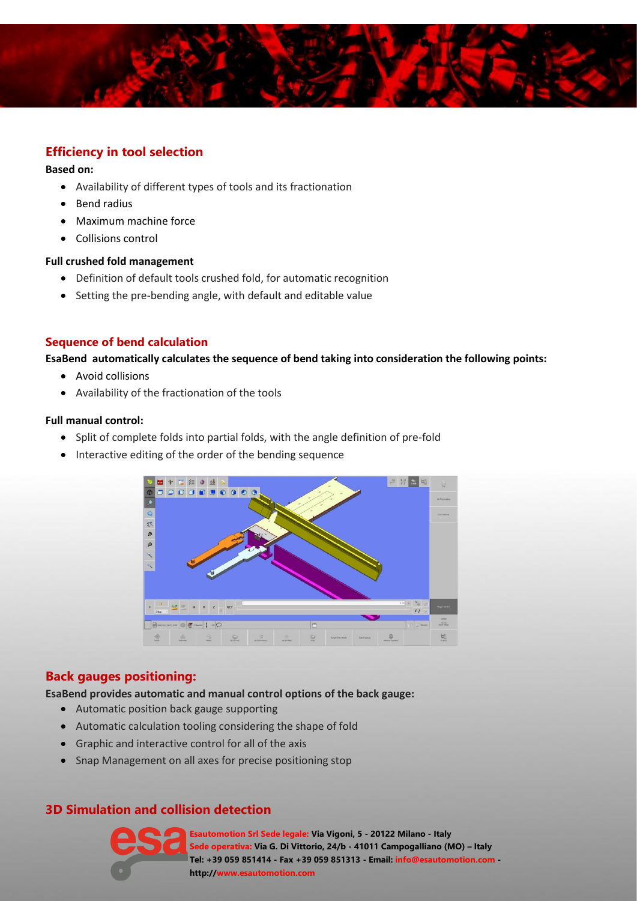## Efficiency in tool selection

**Based on:**

- Availability of different types of tools and its fractionation
- Bend radius
- Maximum machine force
- Collisions control

**Full crushed fold management**

- Definition of default tools crushed fold, for automatic recognition
- Setting the pre-bending angle, with default and editable value

## Sequence of bend calculation

**EsaBend automatically calculates the sequence of bend taking into consideration the following points:**

- Avoid collisions
- Availability of the fractionation of the tools

**Full manual control:**

- Split of complete folds into partial folds, with the angle definition of pre-fold
- Interactive editing of the order of the bending sequence

## Back gauges positioning:

**EsaBend provides automatic and manual control options of the back gauge:**

- Automatic position back gauge supporting
- Automatic calculation tooling considering the shape of fold
- Graphic and interactive control for all of the axis
- Snap Management on all axes for precise positioning stop

## 3D Simulation and collision detection

**Esautomotion Srl Sede legale: Via Vigoni, 5 - 20122 Milano - Italy**
**Sede operativa: Via G. Di Vittorio, 24/b - 41011 Campogalliano (MO) – Italy**
**Tel: +39 059 851414 - Fax +39 059 851313 - Email: info@esautomotion.com - http://www.esautomotion.com**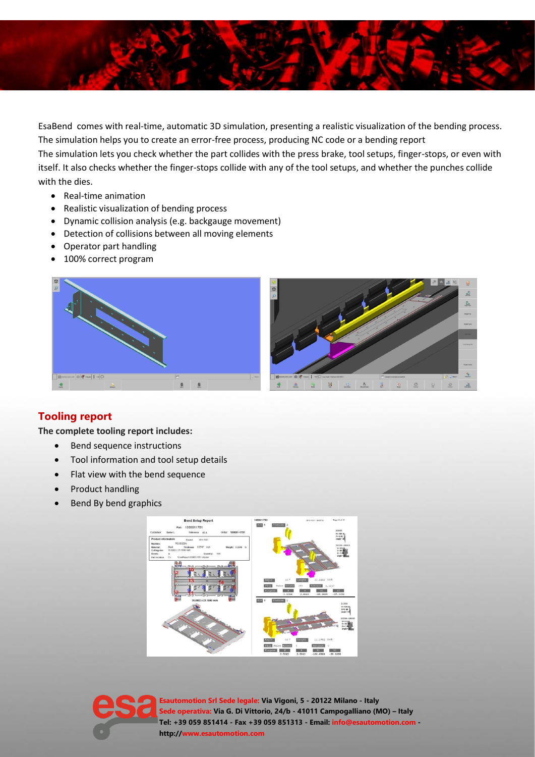EsaBend comes with real-time, automatic 3D simulation, presenting a realistic visualization of the bending process. The simulation helps you to create an error-free process, producing NC code or a bending report
The simulation lets you check whether the part collides with the press brake, tool setups, finger-stops, or even with itself. It also checks whether the finger-stops collide with any of the tool setups, and whether the punches collide with the dies.

- Real-time animation
- Realistic visualization of bending process
- Dynamic collision analysis (e.g. backgauge movement)
- Detection of collisions between all moving elements
- Operator part handling
- 100% correct program

## Tooling report

**The complete tooling report includes:**

- Bend sequence instructions
- Tool information and tool setup details
- Flat view with the bend sequence
- Product handling
- Bend By bend graphics

**Esautomotion Srl Sede legale:** Via Vigoni, 5 - 20122 Milano - Italy
**Sede operativa:** Via G. Di Vittorio, 24/b - 41011 Campogalliano (MO) – Italy
Tel: +39 059 851414 - Fax +39 059 851313 - Email: info@esautomotion.com - http://www.esautomotion.com